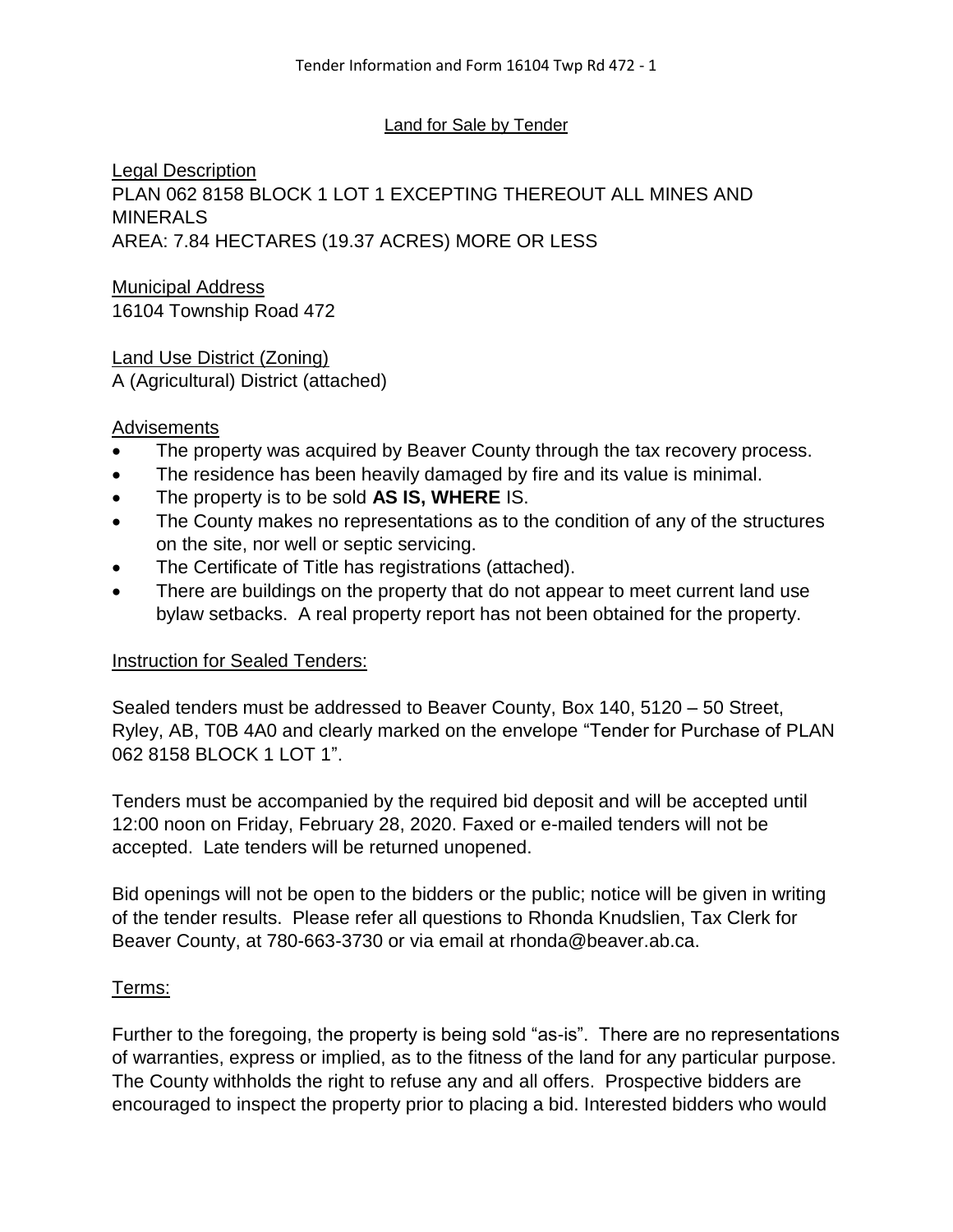## Land for Sale by Tender

### Legal Description

PLAN 062 8158 BLOCK 1 LOT 1 EXCEPTING THEREOUT ALL MINES AND MINERALS
AREA: 7.84 HECTARES (19.37 ACRES) MORE OR LESS

### Municipal Address

16104 Township Road 472

### Land Use District (Zoning)

A (Agricultural) District (attached)

### Advisements

- The property was acquired by Beaver County through the tax recovery process.
- The residence has been heavily damaged by fire and its value is minimal.
- The property is to be sold **AS IS, WHERE** IS.
- The County makes no representations as to the condition of any of the structures on the site, nor well or septic servicing.
- The Certificate of Title has registrations (attached).
- There are buildings on the property that do not appear to meet current land use bylaw setbacks. A real property report has not been obtained for the property.

### Instruction for Sealed Tenders:

Sealed tenders must be addressed to Beaver County, Box 140, 5120 – 50 Street, Ryley, AB, T0B 4A0 and clearly marked on the envelope "Tender for Purchase of PLAN 062 8158 BLOCK 1 LOT 1".

Tenders must be accompanied by the required bid deposit and will be accepted until 12:00 noon on Friday, February 28, 2020. Faxed or e-mailed tenders will not be accepted. Late tenders will be returned unopened.

Bid openings will not be open to the bidders or the public; notice will be given in writing of the tender results. Please refer all questions to Rhonda Knudslien, Tax Clerk for Beaver County, at 780-663-3730 or via email at rhonda@beaver.ab.ca.

### Terms:

Further to the foregoing, the property is being sold "as-is". There are no representations of warranties, express or implied, as to the fitness of the land for any particular purpose. The County withholds the right to refuse any and all offers. Prospective bidders are encouraged to inspect the property prior to placing a bid. Interested bidders who would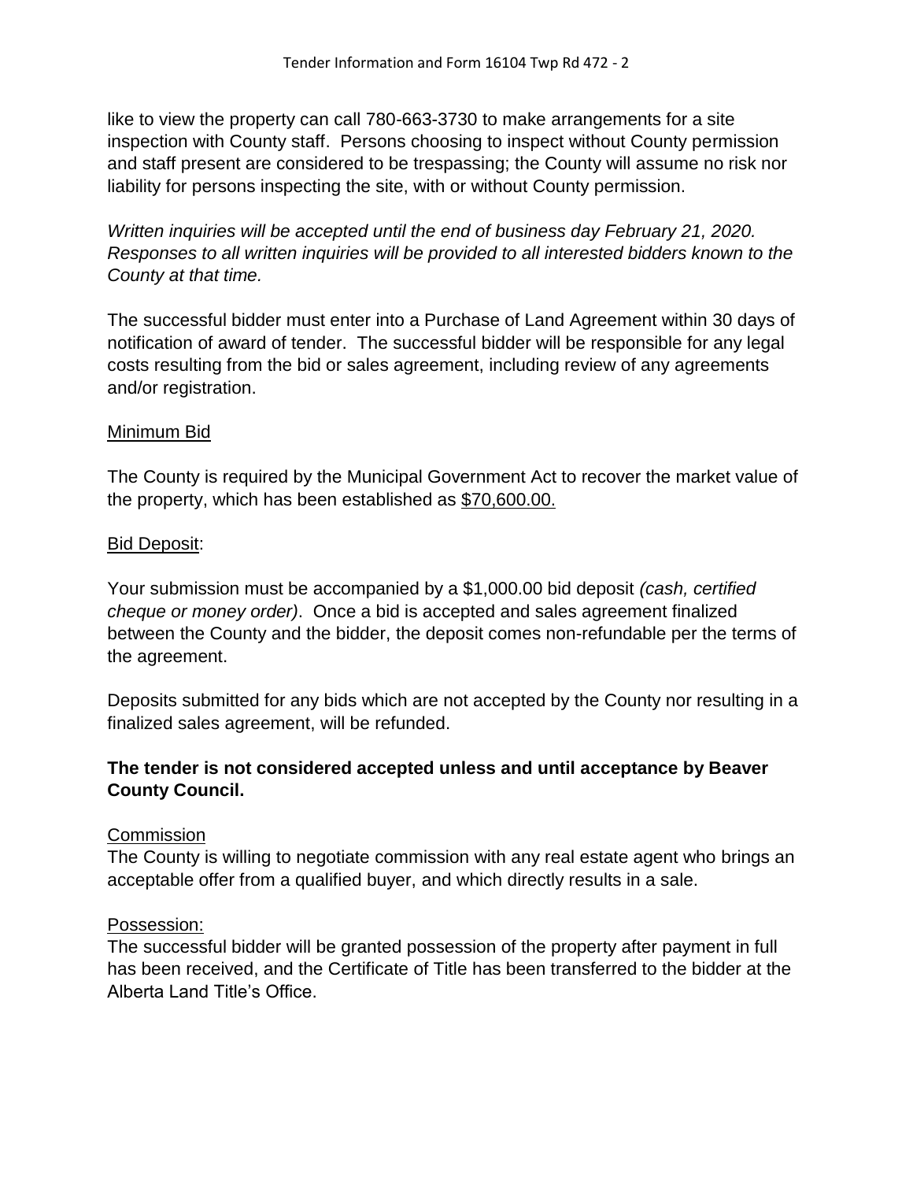like to view the property can call 780-663-3730 to make arrangements for a site inspection with County staff. Persons choosing to inspect without County permission and staff present are considered to be trespassing; the County will assume no risk nor liability for persons inspecting the site, with or without County permission.

*Written inquiries will be accepted until the end of business day February 21, 2020. Responses to all written inquiries will be provided to all interested bidders known to the County at that time.*

The successful bidder must enter into a Purchase of Land Agreement within 30 days of notification of award of tender. The successful bidder will be responsible for any legal costs resulting from the bid or sales agreement, including review of any agreements and/or registration.

<u>Minimum Bid</u>

The County is required by the Municipal Government Act to recover the market value of the property, which has been established as <u>$70,600.00.</u>

<u>Bid Deposit</u>:

Your submission must be accompanied by a $1,000.00 bid deposit *(cash, certified cheque or money order)*. Once a bid is accepted and sales agreement finalized between the County and the bidder, the deposit comes non-refundable per the terms of the agreement.

Deposits submitted for any bids which are not accepted by the County nor resulting in a finalized sales agreement, will be refunded.

**The tender is not considered accepted unless and until acceptance by Beaver County Council.**

<u>Commission</u>

The County is willing to negotiate commission with any real estate agent who brings an acceptable offer from a qualified buyer, and which directly results in a sale.

<u>Possession:</u>

The successful bidder will be granted possession of the property after payment in full has been received, and the Certificate of Title has been transferred to the bidder at the Alberta Land Title's Office.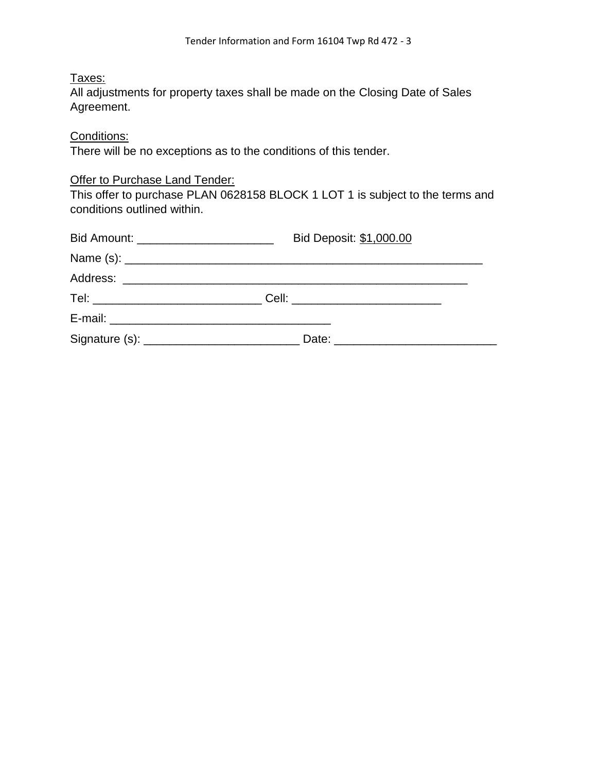Taxes:
All adjustments for property taxes shall be made on the Closing Date of Sales Agreement.

Conditions:
There will be no exceptions as to the conditions of this tender.

Offer to Purchase Land Tender:
This offer to purchase PLAN 0628158 BLOCK 1 LOT 1 is subject to the terms and conditions outlined within.

Bid Amount: _____________________ Bid Deposit: $1,000.00

Name (s): ________________________________________________________

Address: ______________________________________________________

Tel: _________________________ Cell: ______________________

E-mail: _________________________________

Signature (s): ________________________ Date: ________________________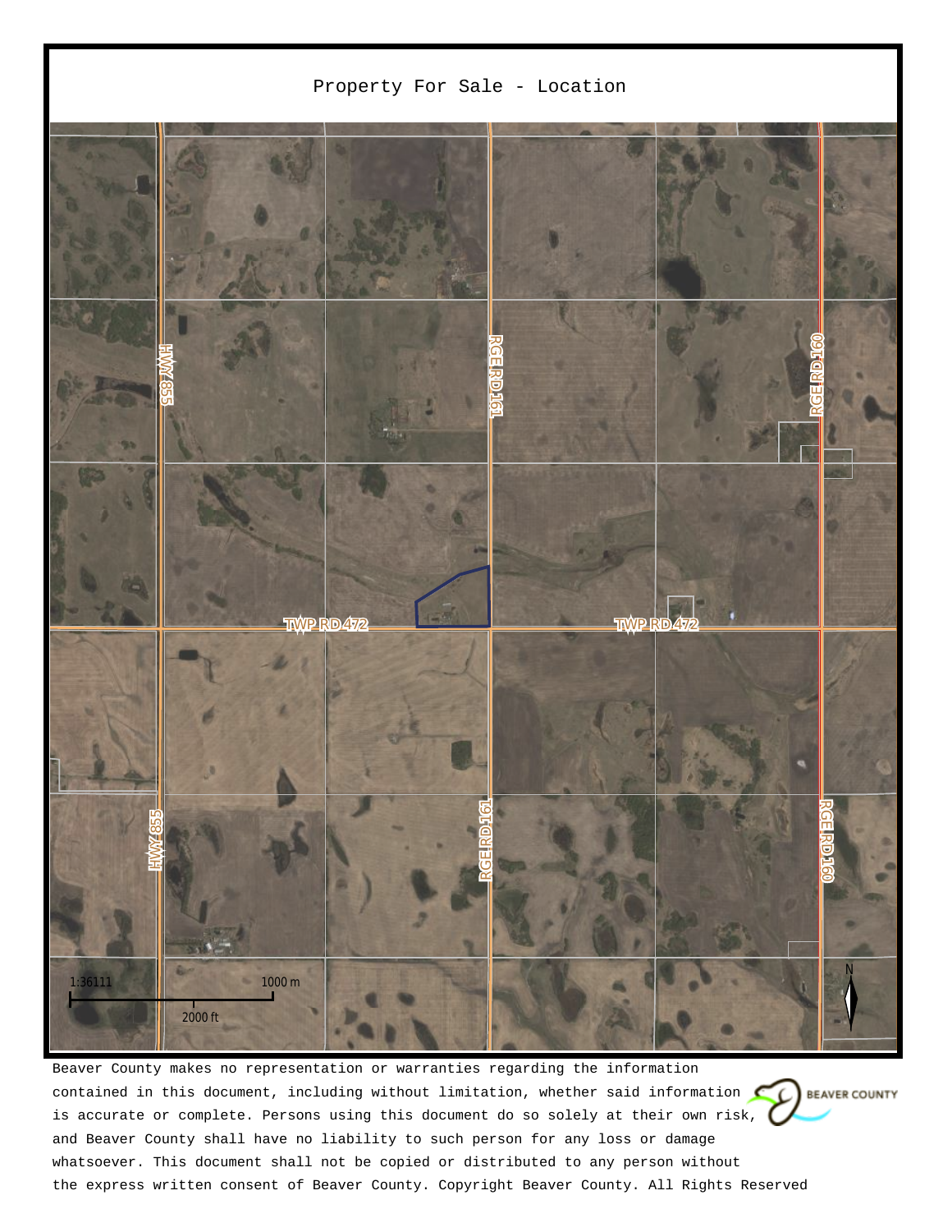# Property For Sale - Location

HWY 855

RGE RD 161

RGE RD 160

TWP RD 472

TWP RD 472

HWY 855

RGE RD 161

RGE RD 160

1:36111

1000 m

2000 ft

N

Beaver County makes no representation or warranties regarding the information contained in this document, including without limitation, whether said information is accurate or complete. Persons using this document do so solely at their own risk, and Beaver County shall have no liability to such person for any loss or damage whatsoever. This document shall not be copied or distributed to any person without the express written consent of Beaver County. Copyright Beaver County. All Rights Reserved

BEAVER COUNTY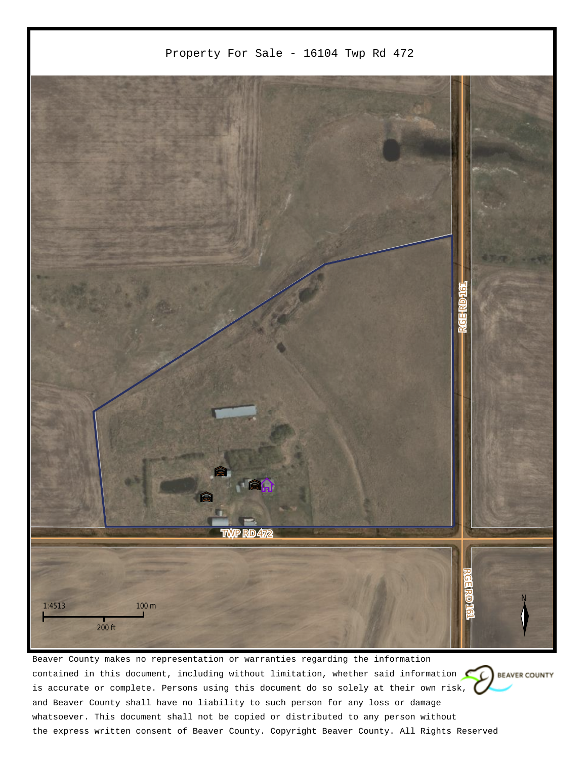# Property For Sale - 16104 Twp Rd 472

RGE RD 161

TWP RD 472

RGE RD 161

1:4513

100 m

200 ft

N

Beaver County makes no representation or warranties regarding the information contained in this document, including without limitation, whether said information is accurate or complete. Persons using this document do so solely at their own risk, and Beaver County shall have no liability to such person for any loss or damage whatsoever. This document shall not be copied or distributed to any person without the express written consent of Beaver County. Copyright Beaver County. All Rights Reserved

BEAVER COUNTY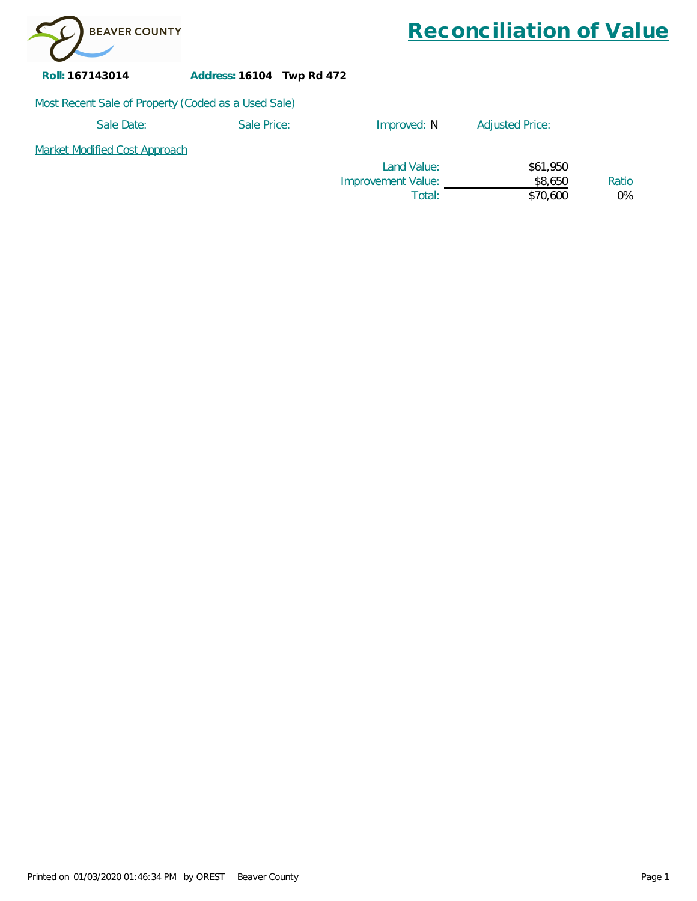# Reconciliation of Value

**Roll:** 167143014 **Address:** 16104 Twp Rd 472

Most Recent Sale of Property (Coded as a Used Sale)

| Sale Date: | Sale Price: | Improved: N | Adjusted Price: |
|---|---|---|---|

Market Modified Cost Approach

| | | |
|---|---|---|
| Land Value: | $61,950 | |
| Improvement Value: | $8,650 | Ratio |
| Total: | $70,600 | 0% |

Printed on 01/03/2020 01:46:34 PM by OREST Beaver County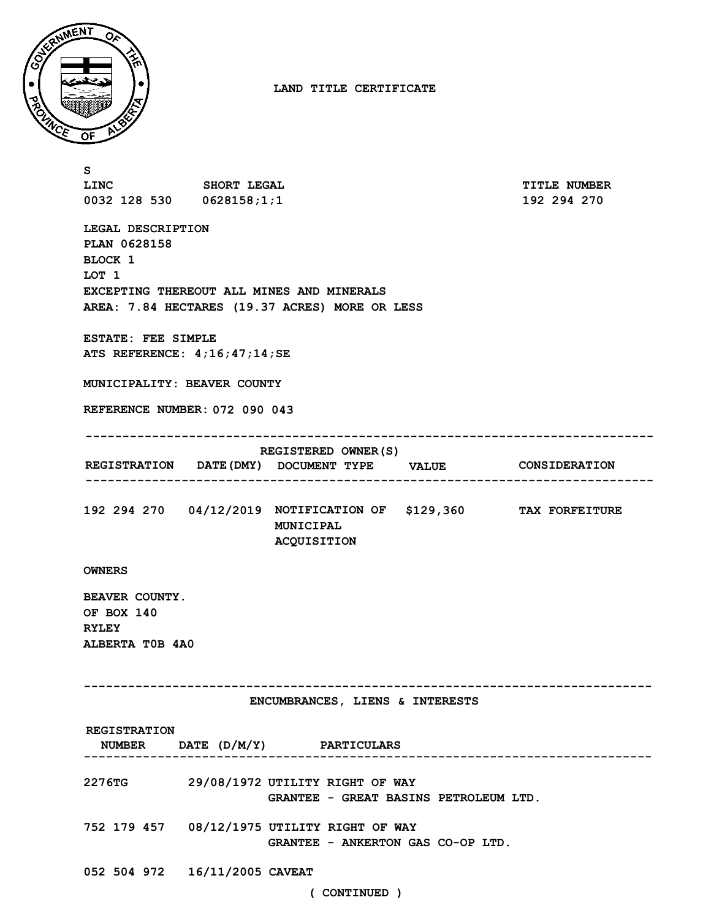# LAND TITLE CERTIFICATE

S

| LINC | SHORT LEGAL | TITLE NUMBER |
|---|---|---|
| 0032 128 530 | 0628158;1;1 | 192 294 270 |

LEGAL DESCRIPTION
PLAN 0628158
BLOCK 1
LOT 1
EXCEPTING THEREOUT ALL MINES AND MINERALS
AREA: 7.84 HECTARES (19.37 ACRES) MORE OR LESS

ESTATE: FEE SIMPLE
ATS REFERENCE: 4;16;47;14;SE

MUNICIPALITY: BEAVER COUNTY

REFERENCE NUMBER: 072 090 043

## REGISTERED OWNER(S)

| REGISTRATION | DATE(DMY) | DOCUMENT TYPE | VALUE | CONSIDERATION |
|---|---|---|---|---|
| 192 294 270 | 04/12/2019 | NOTIFICATION OF MUNICIPAL ACQUISITION | $129,360 | TAX FORFEITURE |

OWNERS

BEAVER COUNTY.
OF BOX 140
RYLEY
ALBERTA T0B 4A0

## ENCUMBRANCES, LIENS & INTERESTS

| REGISTRATION NUMBER | DATE (D/M/Y) | PARTICULARS |
|---|---|---|
| 2276TG | 29/08/1972 | UTILITY RIGHT OF WAY<br>GRANTEE - GREAT BASINS PETROLEUM LTD. |
| 752 179 457 | 08/12/1975 | UTILITY RIGHT OF WAY<br>GRANTEE - ANKERTON GAS CO-OP LTD. |
| 052 504 972 | 16/11/2005 | CAVEAT |

( CONTINUED )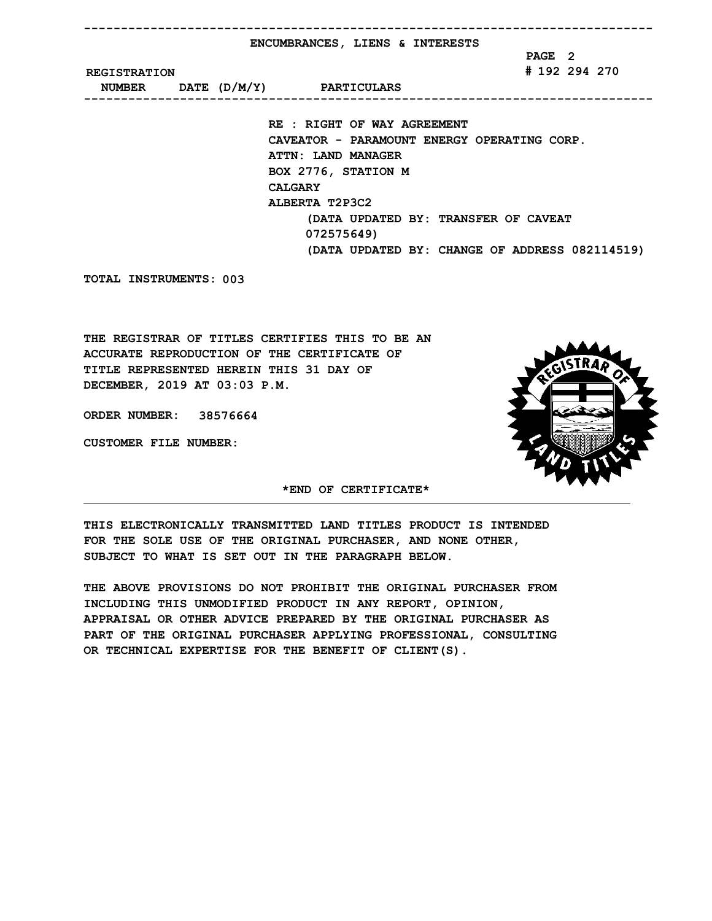## ENCUMBRANCES, LIENS & INTERESTS

PAGE 2

\# 192 294 270

| REGISTRATION NUMBER | DATE (D/M/Y) | PARTICULARS |
|---|---|---|
| | | RE : RIGHT OF WAY AGREEMENT<br>CAVEATOR - PARAMOUNT ENERGY OPERATING CORP.<br>ATTN: LAND MANAGER<br>BOX 2776, STATION M<br>CALGARY<br>ALBERTA T2P3C2<br>(DATA UPDATED BY: TRANSFER OF CAVEAT 072575649)<br>(DATA UPDATED BY: CHANGE OF ADDRESS 082114519) |

TOTAL INSTRUMENTS: 003

THE REGISTRAR OF TITLES CERTIFIES THIS TO BE AN ACCURATE REPRODUCTION OF THE CERTIFICATE OF TITLE REPRESENTED HEREIN THIS 31 DAY OF DECEMBER, 2019 AT 03:03 P.M.

ORDER NUMBER: 38576664

CUSTOMER FILE NUMBER:

REGISTRAR OF LAND TITLES

*END OF CERTIFICATE*

THIS ELECTRONICALLY TRANSMITTED LAND TITLES PRODUCT IS INTENDED FOR THE SOLE USE OF THE ORIGINAL PURCHASER, AND NONE OTHER, SUBJECT TO WHAT IS SET OUT IN THE PARAGRAPH BELOW.

THE ABOVE PROVISIONS DO NOT PROHIBIT THE ORIGINAL PURCHASER FROM INCLUDING THIS UNMODIFIED PRODUCT IN ANY REPORT, OPINION, APPRAISAL OR OTHER ADVICE PREPARED BY THE ORIGINAL PURCHASER AS PART OF THE ORIGINAL PURCHASER APPLYING PROFESSIONAL, CONSULTING OR TECHNICAL EXPERTISE FOR THE BENEFIT OF CLIENT(S).